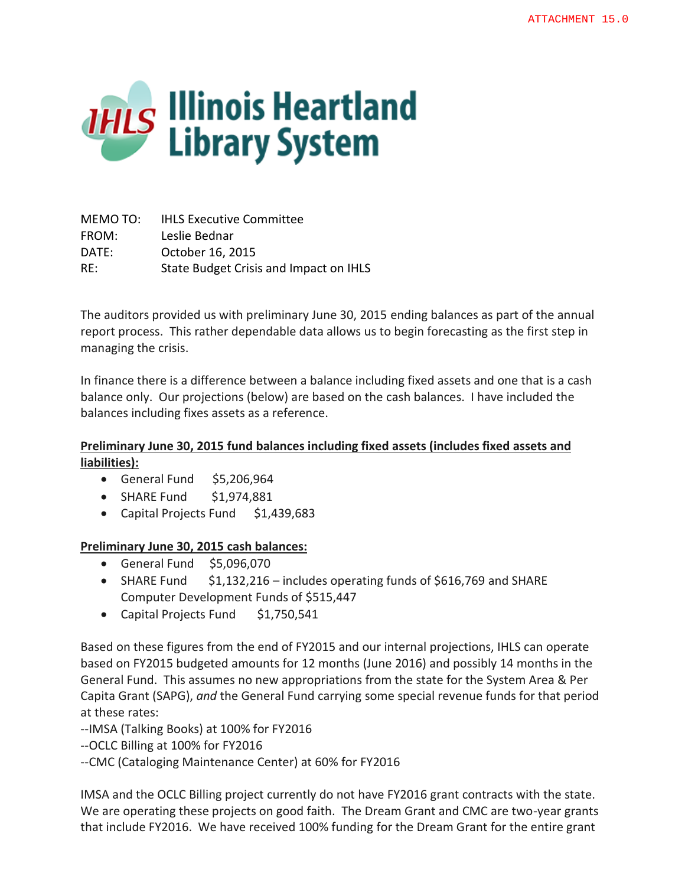ATTACHMENT 15.0

# Illinois Heartland Library System

MEMO TO: IHLS Executive Committee
FROM: Leslie Bednar
DATE: October 16, 2015
RE: State Budget Crisis and Impact on IHLS

The auditors provided us with preliminary June 30, 2015 ending balances as part of the annual report process. This rather dependable data allows us to begin forecasting as the first step in managing the crisis.

In finance there is a difference between a balance including fixed assets and one that is a cash balance only. Our projections (below) are based on the cash balances. I have included the balances including fixes assets as a reference.

**Preliminary June 30, 2015 fund balances including fixed assets (includes fixed assets and liabilities):**

- General Fund $5,206,964
- SHARE Fund $1,974,881
- Capital Projects Fund $1,439,683

**Preliminary June 30, 2015 cash balances:**

- General Fund $5,096,070
- SHARE Fund $1,132,216 – includes operating funds of $616,769 and SHARE Computer Development Funds of $515,447
- Capital Projects Fund $1,750,541

Based on these figures from the end of FY2015 and our internal projections, IHLS can operate based on FY2015 budgeted amounts for 12 months (June 2016) and possibly 14 months in the General Fund. This assumes no new appropriations from the state for the System Area & Per Capita Grant (SAPG), *and* the General Fund carrying some special revenue funds for that period at these rates:
--IMSA (Talking Books) at 100% for FY2016
--OCLC Billing at 100% for FY2016
--CMC (Cataloging Maintenance Center) at 60% for FY2016

IMSA and the OCLC Billing project currently do not have FY2016 grant contracts with the state. We are operating these projects on good faith. The Dream Grant and CMC are two-year grants that include FY2016. We have received 100% funding for the Dream Grant for the entire grant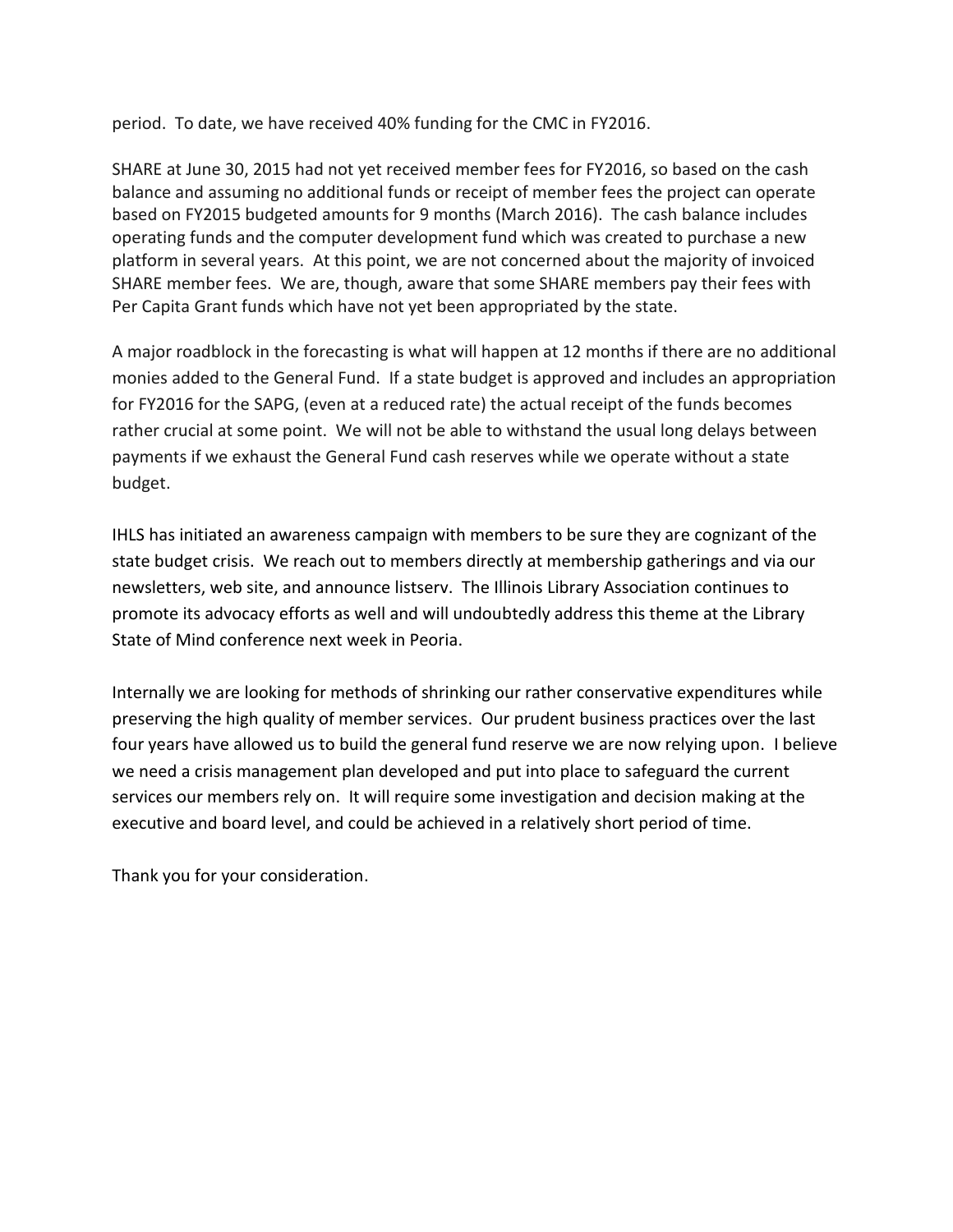period. To date, we have received 40% funding for the CMC in FY2016.

SHARE at June 30, 2015 had not yet received member fees for FY2016, so based on the cash balance and assuming no additional funds or receipt of member fees the project can operate based on FY2015 budgeted amounts for 9 months (March 2016). The cash balance includes operating funds and the computer development fund which was created to purchase a new platform in several years. At this point, we are not concerned about the majority of invoiced SHARE member fees. We are, though, aware that some SHARE members pay their fees with Per Capita Grant funds which have not yet been appropriated by the state.

A major roadblock in the forecasting is what will happen at 12 months if there are no additional monies added to the General Fund. If a state budget is approved and includes an appropriation for FY2016 for the SAPG, (even at a reduced rate) the actual receipt of the funds becomes rather crucial at some point. We will not be able to withstand the usual long delays between payments if we exhaust the General Fund cash reserves while we operate without a state budget.

IHLS has initiated an awareness campaign with members to be sure they are cognizant of the state budget crisis. We reach out to members directly at membership gatherings and via our newsletters, web site, and announce listserv. The Illinois Library Association continues to promote its advocacy efforts as well and will undoubtedly address this theme at the Library State of Mind conference next week in Peoria.

Internally we are looking for methods of shrinking our rather conservative expenditures while preserving the high quality of member services. Our prudent business practices over the last four years have allowed us to build the general fund reserve we are now relying upon. I believe we need a crisis management plan developed and put into place to safeguard the current services our members rely on. It will require some investigation and decision making at the executive and board level, and could be achieved in a relatively short period of time.

Thank you for your consideration.